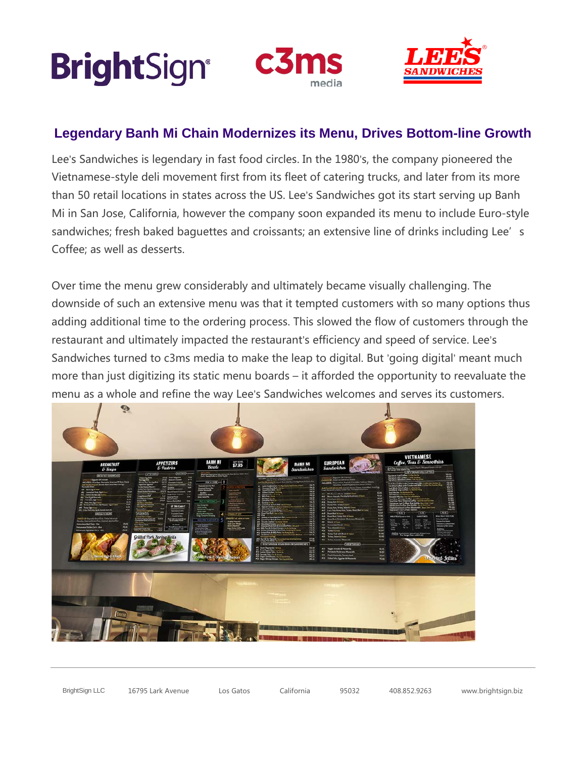## Legendary Banh Mi Chain Modernizes its Menu, Drives Bottom-line Growth

Lee's Sandwiches is legendary in fast food circles. In the 1980's, the company pioneered the Vietnamese-style deli movement first from its fleet of catering trucks, and later from its more than 50 retail locations in states across the US. Lee's Sandwiches got its start serving up Banh Mi in San Jose, California, however the company soon expanded its menu to include Euro-style sandwiches; fresh baked baguettes and croissants; an extensive line of drinks including Lee's Coffee; as well as desserts.

Over time the menu grew considerably and ultimately became visually challenging. The downside of such an extensive menu was that it tempted customers with so many options thus adding additional time to the ordering process. This slowed the flow of customers through the restaurant and ultimately impacted the restaurant's efficiency and speed of service. Lee's Sandwiches turned to c3ms media to make the leap to digital. But 'going digital' meant much more than just digitizing its static menu boards – it afforded the opportunity to reevaluate the menu as a whole and refine the way Lee's Sandwiches welcomes and serves its customers.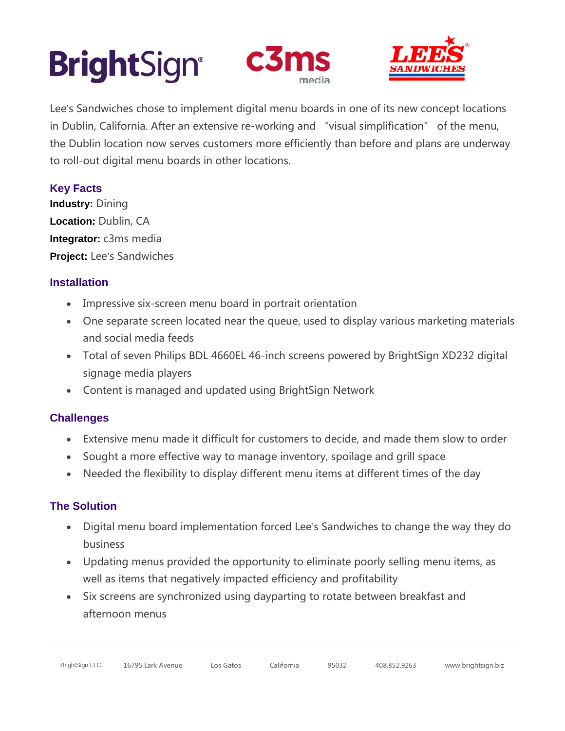Lee's Sandwiches chose to implement digital menu boards in one of its new concept locations in Dublin, California. After an extensive re-working and "visual simplification" of the menu, the Dublin location now serves customers more efficiently than before and plans are underway to roll-out digital menu boards in other locations.

## Key Facts

**Industry:** Dining
**Location:** Dublin, CA
**Integrator:** c3ms media
**Project:** Lee's Sandwiches

## Installation

- Impressive six-screen menu board in portrait orientation
- One separate screen located near the queue, used to display various marketing materials and social media feeds
- Total of seven Philips BDL 4660EL 46-inch screens powered by BrightSign XD232 digital signage media players
- Content is managed and updated using BrightSign Network

## Challenges

- Extensive menu made it difficult for customers to decide, and made them slow to order
- Sought a more effective way to manage inventory, spoilage and grill space
- Needed the flexibility to display different menu items at different times of the day

## The Solution

- Digital menu board implementation forced Lee's Sandwiches to change the way they do business
- Updating menus provided the opportunity to eliminate poorly selling menu items, as well as items that negatively impacted efficiency and profitability
- Six screens are synchronized using dayparting to rotate between breakfast and afternoon menus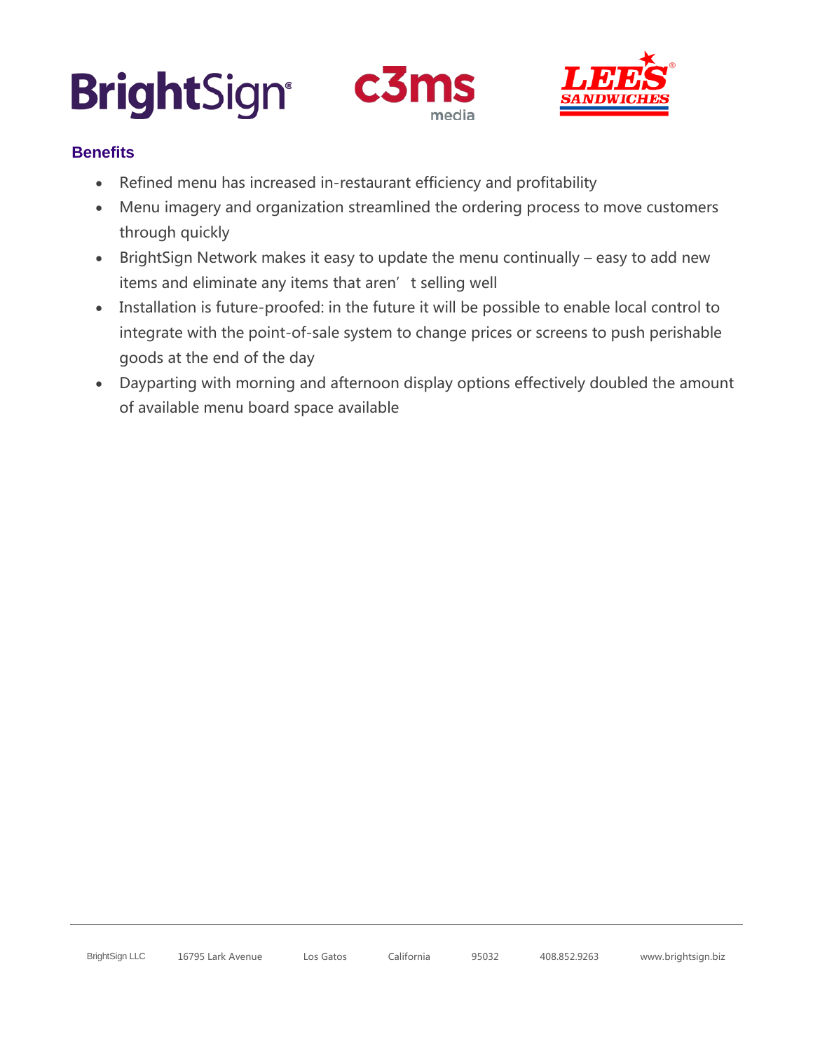## Benefits

- Refined menu has increased in-restaurant efficiency and profitability
- Menu imagery and organization streamlined the ordering process to move customers through quickly
- BrightSign Network makes it easy to update the menu continually – easy to add new items and eliminate any items that aren't selling well
- Installation is future-proofed: in the future it will be possible to enable local control to integrate with the point-of-sale system to change prices or screens to push perishable goods at the end of the day
- Dayparting with morning and afternoon display options effectively doubled the amount of available menu board space available